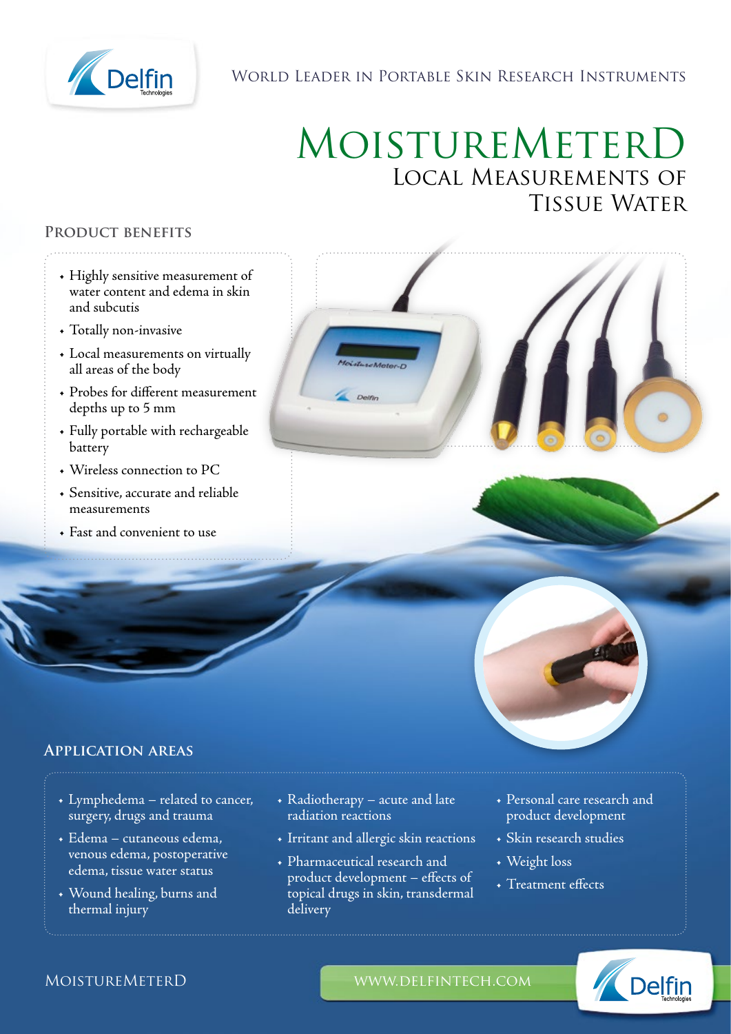World Leader in Portable Skin Research Instruments

# MoistureMeterD

## Local Measurements of Tissue Water

### Product benefits

- Highly sensitive measurement of water content and edema in skin and subcutis
- Totally non-invasive
- Local measurements on virtually all areas of the body
- Probes for different measurement depths up to 5 mm
- Fully portable with rechargeable battery
- Wireless connection to PC
- Sensitive, accurate and reliable measurements
- Fast and convenient to use

### Application areas

- Lymphedema – related to cancer, surgery, drugs and trauma
- Edema – cutaneous edema, venous edema, postoperative edema, tissue water status
- Wound healing, burns and thermal injury
- Radiotherapy – acute and late radiation reactions
- Irritant and allergic skin reactions
- Pharmaceutical research and product development – effects of topical drugs in skin, transdermal delivery
- Personal care research and product development
- Skin research studies
- Weight loss
- Treatment effects

MoistureMeterD

www.delfintech.com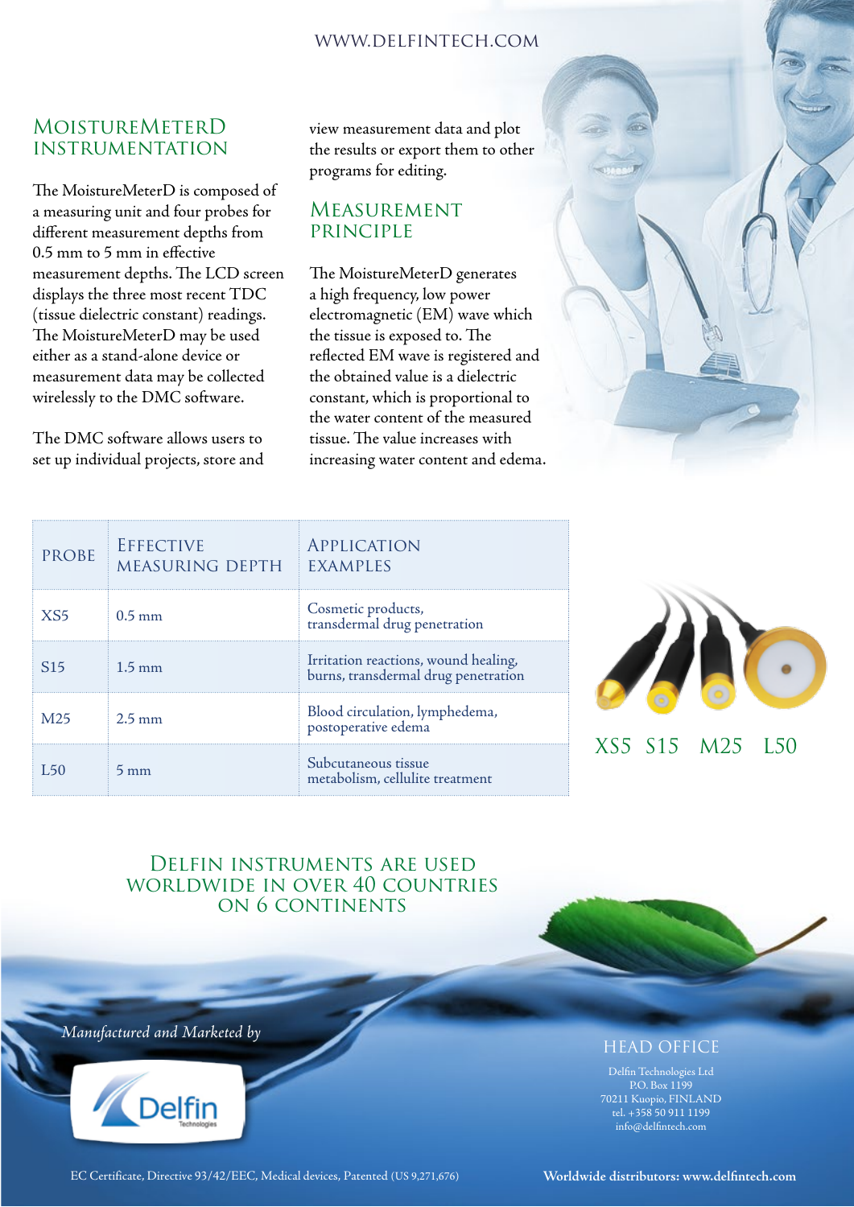WWW.DELFINTECH.COM

## MoistureMeterD Instrumentation

The MoistureMeterD is composed of a measuring unit and four probes for different measurement depths from 0.5 mm to 5 mm in effective measurement depths. The LCD screen displays the three most recent TDC (tissue dielectric constant) readings. The MoistureMeterD may be used either as a stand-alone device or measurement data may be collected wirelessly to the DMC software.

The DMC software allows users to set up individual projects, store and view measurement data and plot the results or export them to other programs for editing.

## Measurement Principle

The MoistureMeterD generates a high frequency, low power electromagnetic (EM) wave which the tissue is exposed to. The reflected EM wave is registered and the obtained value is a dielectric constant, which is proportional to the water content of the measured tissue. The value increases with increasing water content and edema.

| Probe | Effective measuring depth | Application examples |
|---|---|---|
| XS5 | 0.5 mm | Cosmetic products, transdermal drug penetration |
| S15 | 1.5 mm | Irritation reactions, wound healing, burns, transdermal drug penetration |
| M25 | 2.5 mm | Blood circulation, lymphedema, postoperative edema |
| L50 | 5 mm | Subcutaneous tissue metabolism, cellulite treatment |

XS5 S15 M25 L50

## Delfin instruments are used worldwide in over 40 countries on 6 continents

*Manufactured and Marketed by*

Delfin Technologies

### HEAD OFFICE

Delfin Technologies Ltd
P.O. Box 1199
70211 Kuopio, FINLAND
tel. +358 50 911 1199
info@delfintech.com

EC Certificate, Directive 93/42/EEC, Medical devices, Patented (US 9,271,676)

**Worldwide distributors: www.delfintech.com**